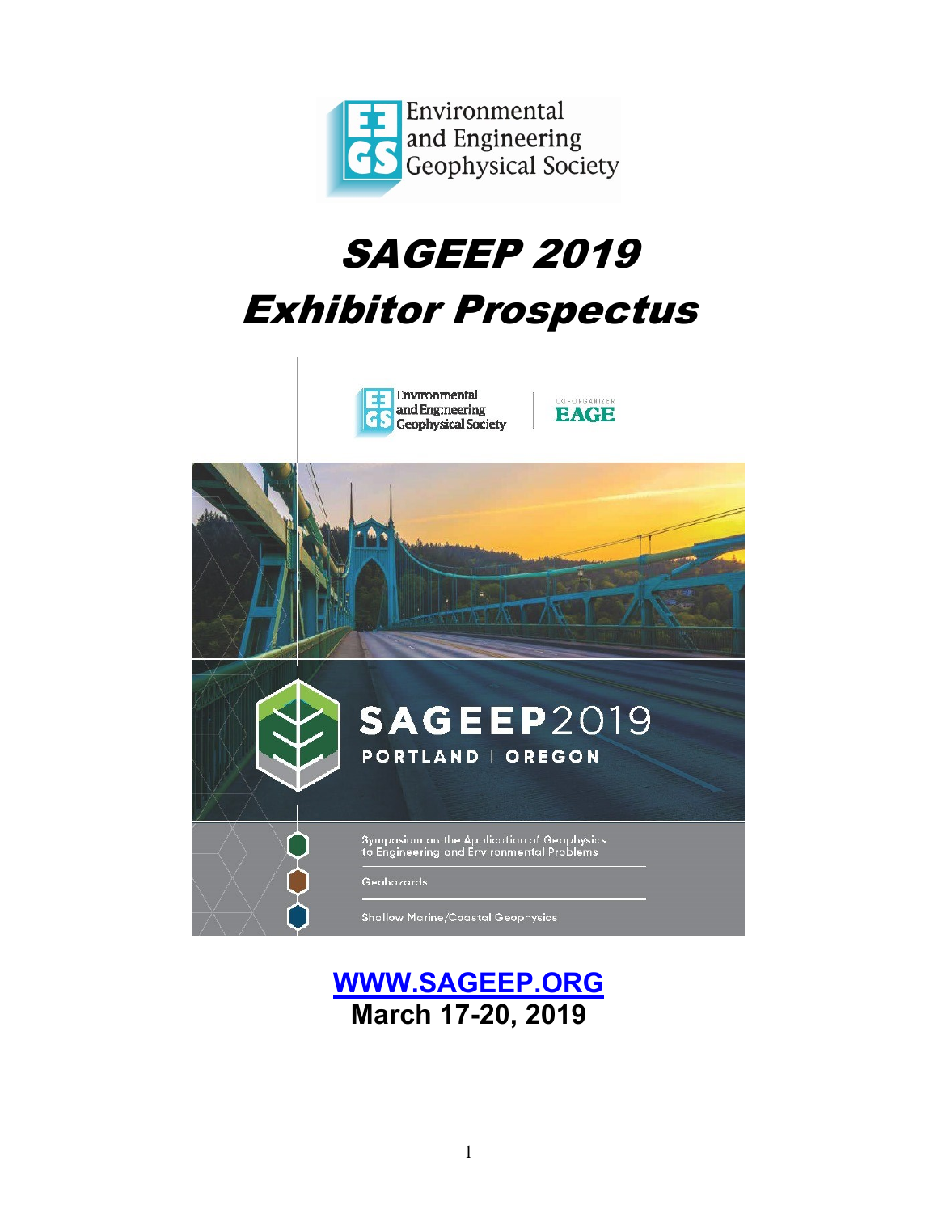Environmental and Engineering Geophysical Society

# SAGEEP 2019 Exhibitor Prospectus

Environmental and Engineering Geophysical Society | CO-ORGANIZER EAGE

SAGEEP2019

PORTLAND | OREGON

Symposium on the Application of Geophysics to Engineering and Environmental Problems

Geohazards

Shallow Marine/Coastal Geophysics

**WWW.SAGEEP.ORG**

**March 17-20, 2019**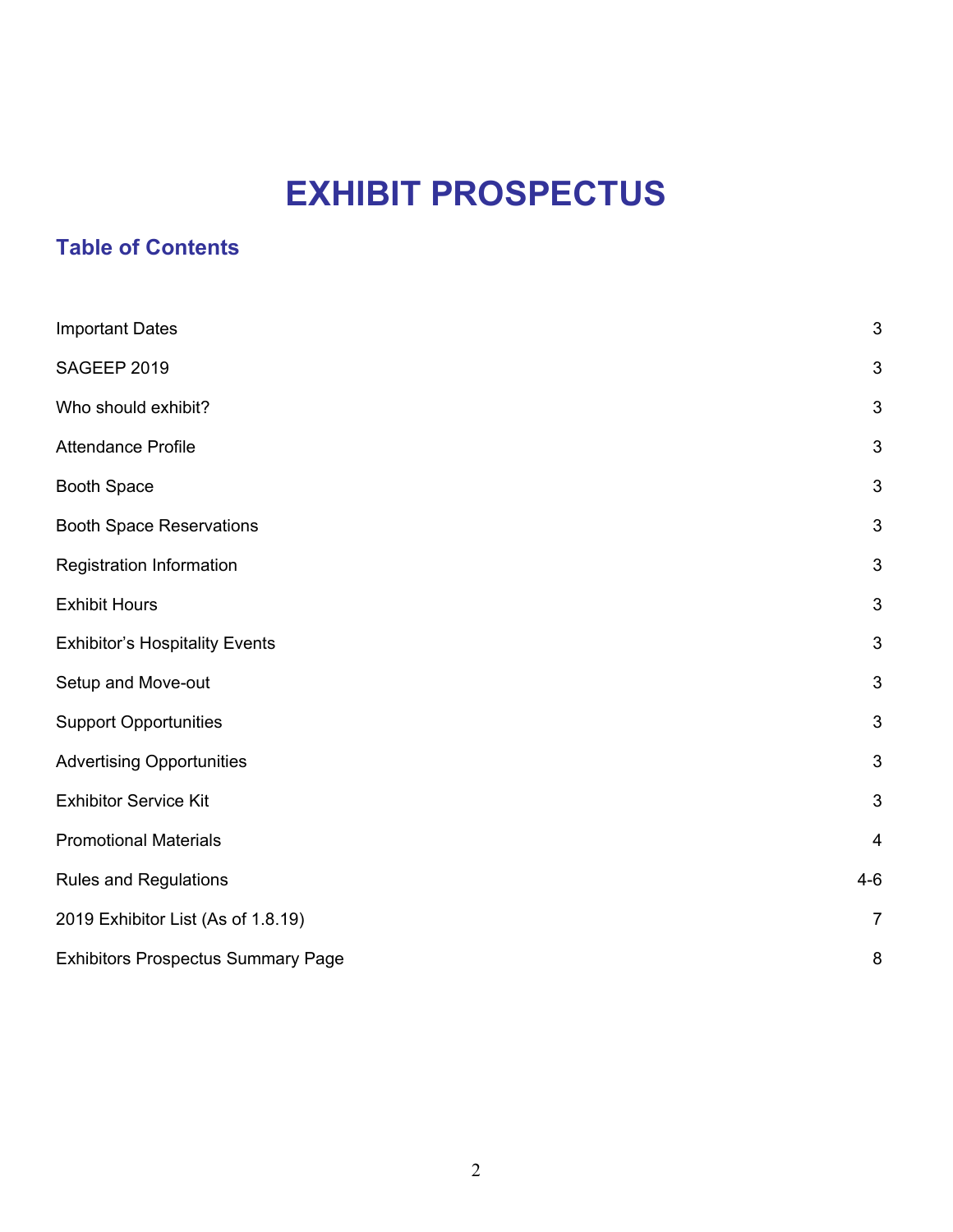# EXHIBIT PROSPECTUS

## Table of Contents

| | |
|---|---|
| Important Dates | 3 |
| SAGEEP 2019 | 3 |
| Who should exhibit? | 3 |
| Attendance Profile | 3 |
| Booth Space | 3 |
| Booth Space Reservations | 3 |
| Registration Information | 3 |
| Exhibit Hours | 3 |
| Exhibitor's Hospitality Events | 3 |
| Setup and Move-out | 3 |
| Support Opportunities | 3 |
| Advertising Opportunities | 3 |
| Exhibitor Service Kit | 3 |
| Promotional Materials | 4 |
| Rules and Regulations | 4-6 |
| 2019 Exhibitor List (As of 1.8.19) | 7 |
| Exhibitors Prospectus Summary Page | 8 |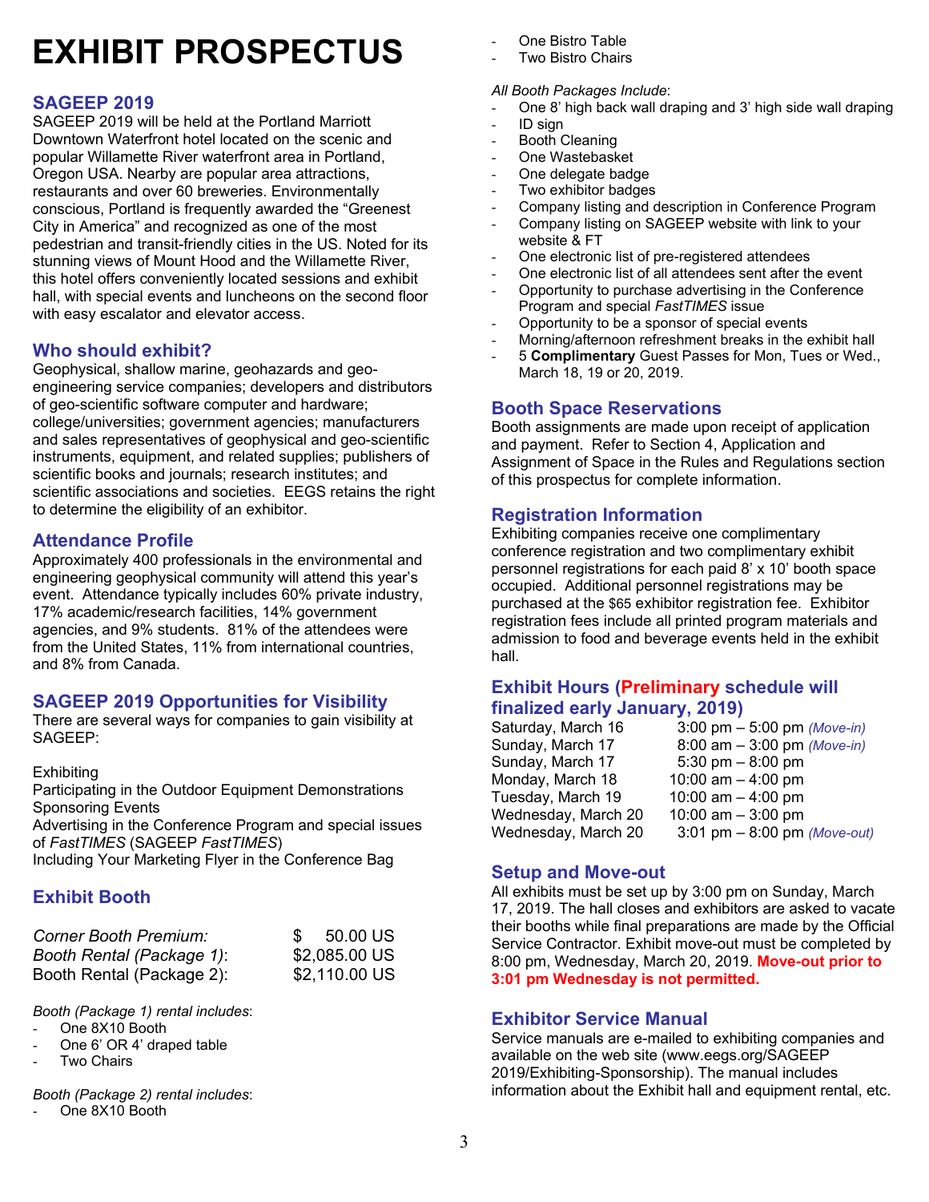# EXHIBIT PROSPECTUS

## SAGEEP 2019

SAGEEP 2019 will be held at the Portland Marriott Downtown Waterfront hotel located on the scenic and popular Willamette River waterfront area in Portland, Oregon USA. Nearby are popular area attractions, restaurants and over 60 breweries. Environmentally conscious, Portland is frequently awarded the "Greenest City in America" and recognized as one of the most pedestrian and transit-friendly cities in the US. Noted for its stunning views of Mount Hood and the Willamette River, this hotel offers conveniently located sessions and exhibit hall, with special events and luncheons on the second floor with easy escalator and elevator access.

## Who should exhibit?

Geophysical, shallow marine, geohazards and geo-engineering service companies; developers and distributors of geo-scientific software computer and hardware; college/universities; government agencies; manufacturers and sales representatives of geophysical and geo-scientific instruments, equipment, and related supplies; publishers of scientific books and journals; research institutes; and scientific associations and societies. EEGS retains the right to determine the eligibility of an exhibitor.

## Attendance Profile

Approximately 400 professionals in the environmental and engineering geophysical community will attend this year's event. Attendance typically includes 60% private industry, 17% academic/research facilities, 14% government agencies, and 9% students. 81% of the attendees were from the United States, 11% from international countries, and 8% from Canada.

## SAGEEP 2019 Opportunities for Visibility

There are several ways for companies to gain visibility at SAGEEP:

Exhibiting
Participating in the Outdoor Equipment Demonstrations
Sponsoring Events
Advertising in the Conference Program and special issues of *FastTIMES* (SAGEEP *FastTIMES*)
Including Your Marketing Flyer in the Conference Bag

## Exhibit Booth

| | |
|---|---|
| *Corner Booth Premium:* | $ 50.00 US |
| *Booth Rental (Package 1)*: | $2,085.00 US |
| Booth Rental (Package 2): | $2,110.00 US |

*Booth (Package 1) rental includes*:
- One 8X10 Booth
- One 6' OR 4' draped table
- Two Chairs

*Booth (Package 2) rental includes*:
- One 8X10 Booth
- One Bistro Table
- Two Bistro Chairs

*All Booth Packages Include*:
- One 8' high back wall draping and 3' high side wall draping
- ID sign
- Booth Cleaning
- One Wastebasket
- One delegate badge
- Two exhibitor badges
- Company listing and description in Conference Program
- Company listing on SAGEEP website with link to your website & FT
- One electronic list of pre-registered attendees
- One electronic list of all attendees sent after the event
- Opportunity to purchase advertising in the Conference Program and special *FastTIMES* issue
- Opportunity to be a sponsor of special events
- Morning/afternoon refreshment breaks in the exhibit hall
- 5 **Complimentary** Guest Passes for Mon, Tues or Wed., March 18, 19 or 20, 2019.

## Booth Space Reservations

Booth assignments are made upon receipt of application and payment. Refer to Section 4, Application and Assignment of Space in the Rules and Regulations section of this prospectus for complete information.

## Registration Information

Exhibiting companies receive one complimentary conference registration and two complimentary exhibit personnel registrations for each paid 8' x 10' booth space occupied. Additional personnel registrations may be purchased at the $65 exhibitor registration fee. Exhibitor registration fees include all printed program materials and admission to food and beverage events held in the exhibit hall.

## Exhibit Hours (Preliminary schedule will finalized early January, 2019)

| | |
|---|---|
| Saturday, March 16 | 3:00 pm – 5:00 pm *(Move-in)* |
| Sunday, March 17 | 8:00 am – 3:00 pm *(Move-in)* |
| Sunday, March 17 | 5:30 pm – 8:00 pm |
| Monday, March 18 | 10:00 am – 4:00 pm |
| Tuesday, March 19 | 10:00 am – 4:00 pm |
| Wednesday, March 20 | 10:00 am – 3:00 pm |
| Wednesday, March 20 | 3:01 pm – 8:00 pm *(Move-out)* |

## Setup and Move-out

All exhibits must be set up by 3:00 pm on Sunday, March 17, 2019. The hall closes and exhibitors are asked to vacate their booths while final preparations are made by the Official Service Contractor. Exhibit move-out must be completed by 8:00 pm, Wednesday, March 20, 2019. **Move-out prior to 3:01 pm Wednesday is not permitted.**

## Exhibitor Service Manual

Service manuals are e-mailed to exhibiting companies and available on the web site (www.eegs.org/SAGEEP 2019/Exhibiting-Sponsorship). The manual includes information about the Exhibit hall and equipment rental, etc.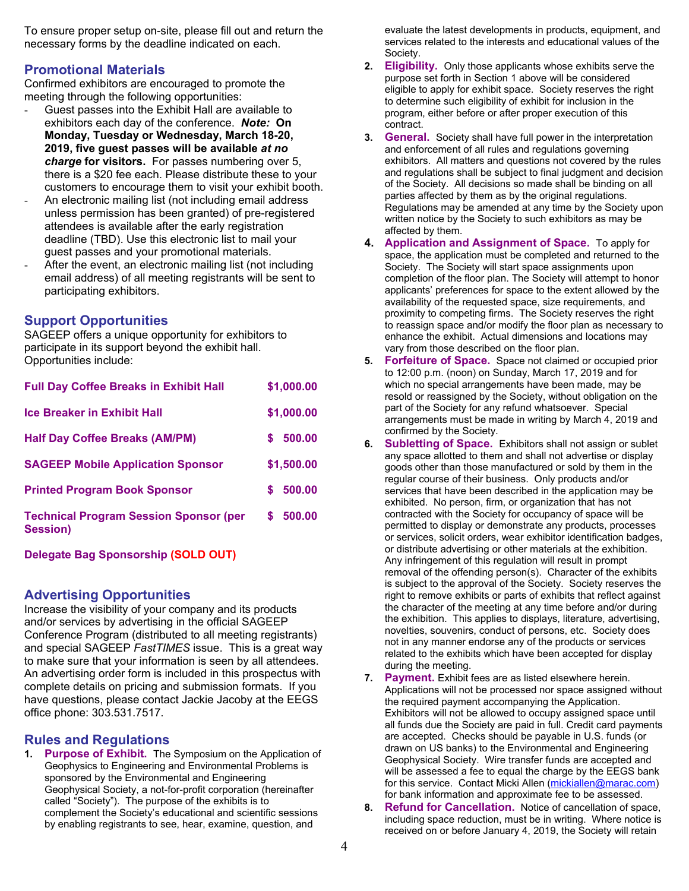To ensure proper setup on-site, please fill out and return the necessary forms by the deadline indicated on each.

## Promotional Materials

Confirmed exhibitors are encouraged to promote the meeting through the following opportunities:

- Guest passes into the Exhibit Hall are available to exhibitors each day of the conference. ***Note:*** **On Monday, Tuesday or Wednesday, March 18-20, 2019, five guest passes will be available *at no charge* for visitors.** For passes numbering over 5, there is a $20 fee each. Please distribute these to your customers to encourage them to visit your exhibit booth.
- An electronic mailing list (not including email address unless permission has been granted) of pre-registered attendees is available after the early registration deadline (TBD). Use this electronic list to mail your guest passes and your promotional materials.
- After the event, an electronic mailing list (not including email address) of all meeting registrants will be sent to participating exhibitors.

## Support Opportunities

SAGEEP offers a unique opportunity for exhibitors to participate in its support beyond the exhibit hall. Opportunities include:

| | |
|---|---|
| **Full Day Coffee Breaks in Exhibit Hall** | **$1,000.00** |
| **Ice Breaker in Exhibit Hall** | **$1,000.00** |
| **Half Day Coffee Breaks (AM/PM)** | **$ 500.00** |
| **SAGEEP Mobile Application Sponsor** | **$1,500.00** |
| **Printed Program Book Sponsor** | **$ 500.00** |
| **Technical Program Session Sponsor (per Session)** | **$ 500.00** |

**Delegate Bag Sponsorship (SOLD OUT)**

## Advertising Opportunities

Increase the visibility of your company and its products and/or services by advertising in the official SAGEEP Conference Program (distributed to all meeting registrants) and special SAGEEP *FastTIMES* issue. This is a great way to make sure that your information is seen by all attendees. An advertising order form is included in this prospectus with complete details on pricing and submission formats. If you have questions, please contact Jackie Jacoby at the EEGS office phone: 303.531.7517.

## Rules and Regulations

1. **Purpose of Exhibit.** The Symposium on the Application of Geophysics to Engineering and Environmental Problems is sponsored by the Environmental and Engineering Geophysical Society, a not-for-profit corporation (hereinafter called "Society"). The purpose of the exhibits is to complement the Society's educational and scientific sessions by enabling registrants to see, hear, examine, question, and evaluate the latest developments in products, equipment, and services related to the interests and educational values of the Society.
2. **Eligibility.** Only those applicants whose exhibits serve the purpose set forth in Section 1 above will be considered eligible to apply for exhibit space. Society reserves the right to determine such eligibility of exhibit for inclusion in the program, either before or after proper execution of this contract.
3. **General.** Society shall have full power in the interpretation and enforcement of all rules and regulations governing exhibitors. All matters and questions not covered by the rules and regulations shall be subject to final judgment and decision of the Society. All decisions so made shall be binding on all parties affected by them as by the original regulations. Regulations may be amended at any time by the Society upon written notice by the Society to such exhibitors as may be affected by them.
4. **Application and Assignment of Space.** To apply for space, the application must be completed and returned to the Society. The Society will start space assignments upon completion of the floor plan. The Society will attempt to honor applicants' preferences for space to the extent allowed by the availability of the requested space, size requirements, and proximity to competing firms. The Society reserves the right to reassign space and/or modify the floor plan as necessary to enhance the exhibit. Actual dimensions and locations may vary from those described on the floor plan.
5. **Forfeiture of Space.** Space not claimed or occupied prior to 12:00 p.m. (noon) on Sunday, March 17, 2019 and for which no special arrangements have been made, may be resold or reassigned by the Society, without obligation on the part of the Society for any refund whatsoever. Special arrangements must be made in writing by March 4, 2019 and confirmed by the Society.
6. **Subletting of Space.** Exhibitors shall not assign or sublet any space allotted to them and shall not advertise or display goods other than those manufactured or sold by them in the regular course of their business. Only products and/or services that have been described in the application may be exhibited. No person, firm, or organization that has not contracted with the Society for occupancy of space will be permitted to display or demonstrate any products, processes or services, solicit orders, wear exhibitor identification badges, or distribute advertising or other materials at the exhibition. Any infringement of this regulation will result in prompt removal of the offending person(s). Character of the exhibits is subject to the approval of the Society. Society reserves the right to remove exhibits or parts of exhibits that reflect against the character of the meeting at any time before and/or during the exhibition. This applies to displays, literature, advertising, novelties, souvenirs, conduct of persons, etc. Society does not in any manner endorse any of the products or services related to the exhibits which have been accepted for display during the meeting.
7. **Payment.** Exhibit fees are as listed elsewhere herein. Applications will not be processed nor space assigned without the required payment accompanying the Application. Exhibitors will not be allowed to occupy assigned space until all funds due the Society are paid in full. Credit card payments are accepted. Checks should be payable in U.S. funds (or drawn on US banks) to the Environmental and Engineering Geophysical Society. Wire transfer funds are accepted and will be assessed a fee to equal the charge by the EEGS bank for this service. Contact Micki Allen (mickiallen@marac.com) for bank information and approximate fee to be assessed.
8. **Refund for Cancellation.** Notice of cancellation of space, including space reduction, must be in writing. Where notice is received on or before January 4, 2019, the Society will retain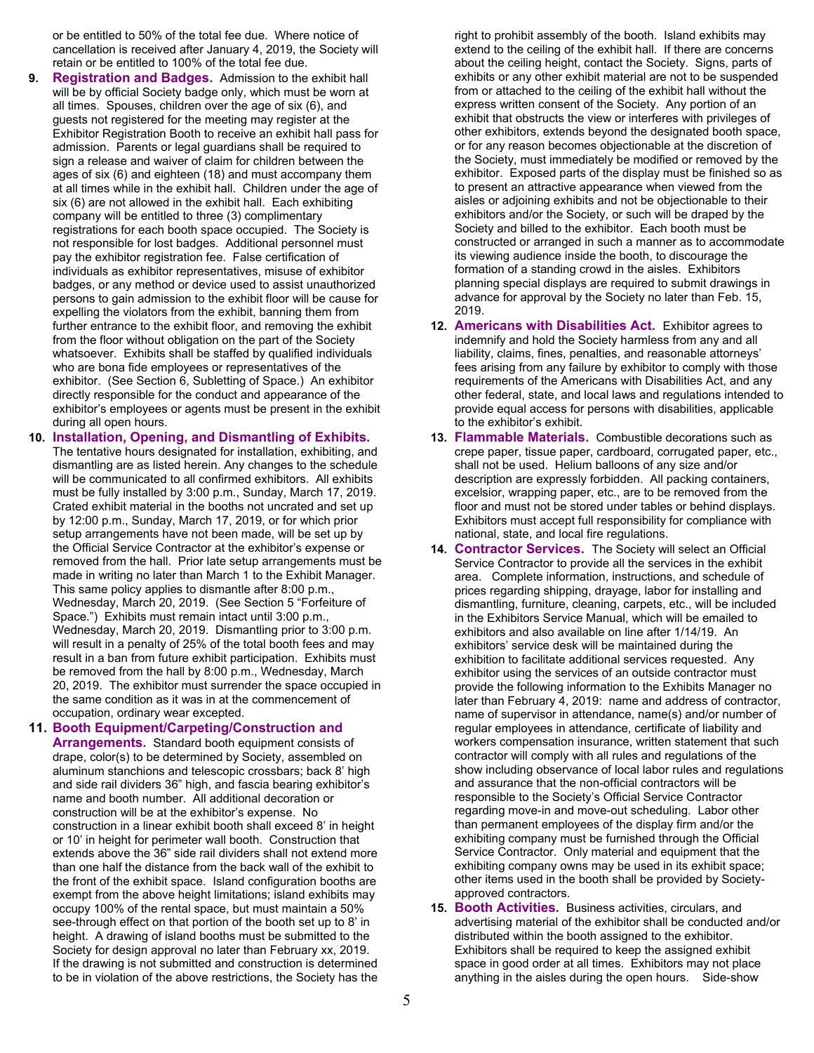or be entitled to 50% of the total fee due. Where notice of cancellation is received after January 4, 2019, the Society will retain or be entitled to 100% of the total fee due.

9. **Registration and Badges.** Admission to the exhibit hall will be by official Society badge only, which must be worn at all times. Spouses, children over the age of six (6), and guests not registered for the meeting may register at the Exhibitor Registration Booth to receive an exhibit hall pass for admission. Parents or legal guardians shall be required to sign a release and waiver of claim for children between the ages of six (6) and eighteen (18) and must accompany them at all times while in the exhibit hall. Children under the age of six (6) are not allowed in the exhibit hall. Each exhibiting company will be entitled to three (3) complimentary registrations for each booth space occupied. The Society is not responsible for lost badges. Additional personnel must pay the exhibitor registration fee. False certification of individuals as exhibitor representatives, misuse of exhibitor badges, or any method or device used to assist unauthorized persons to gain admission to the exhibit floor will be cause for expelling the violators from the exhibit, banning them from further entrance to the exhibit floor, and removing the exhibit from the floor without obligation on the part of the Society whatsoever. Exhibits shall be staffed by qualified individuals who are bona fide employees or representatives of the exhibitor. (See Section 6, Subletting of Space.) An exhibitor directly responsible for the conduct and appearance of the exhibitor's employees or agents must be present in the exhibit during all open hours.

10. **Installation, Opening, and Dismantling of Exhibits.** The tentative hours designated for installation, exhibiting, and dismantling are as listed herein. Any changes to the schedule will be communicated to all confirmed exhibitors. All exhibits must be fully installed by 3:00 p.m., Sunday, March 17, 2019. Crated exhibit material in the booths not uncrated and set up by 12:00 p.m., Sunday, March 17, 2019, or for which prior setup arrangements have not been made, will be set up by the Official Service Contractor at the exhibitor's expense or removed from the hall. Prior late setup arrangements must be made in writing no later than March 1 to the Exhibit Manager. This same policy applies to dismantle after 8:00 p.m., Wednesday, March 20, 2019. (See Section 5 "Forfeiture of Space.") Exhibits must remain intact until 3:00 p.m., Wednesday, March 20, 2019. Dismantling prior to 3:00 p.m. will result in a penalty of 25% of the total booth fees and may result in a ban from future exhibit participation. Exhibits must be removed from the hall by 8:00 p.m., Wednesday, March 20, 2019. The exhibitor must surrender the space occupied in the same condition as it was in at the commencement of occupation, ordinary wear excepted.

11. **Booth Equipment/Carpeting/Construction and Arrangements.** Standard booth equipment consists of drape, color(s) to be determined by Society, assembled on aluminum stanchions and telescopic crossbars; back 8' high and side rail dividers 36" high, and fascia bearing exhibitor's name and booth number. All additional decoration or construction will be at the exhibitor's expense. No construction in a linear exhibit booth shall exceed 8' in height or 10' in height for perimeter wall booth. Construction that extends above the 36" side rail dividers shall not extend more than one half the distance from the back wall of the exhibit to the front of the exhibit space. Island configuration booths are exempt from the above height limitations; island exhibits may occupy 100% of the rental space, but must maintain a 50% see-through effect on that portion of the booth set up to 8' in height. A drawing of island booths must be submitted to the Society for design approval no later than February xx, 2019. If the drawing is not submitted and construction is determined to be in violation of the above restrictions, the Society has the right to prohibit assembly of the booth. Island exhibits may extend to the ceiling of the exhibit hall. If there are concerns about the ceiling height, contact the Society. Signs, parts of exhibits or any other exhibit material are not to be suspended from or attached to the ceiling of the exhibit hall without the express written consent of the Society. Any portion of an exhibit that obstructs the view or interferes with privileges of other exhibitors, extends beyond the designated booth space, or for any reason becomes objectionable at the discretion of the Society, must immediately be modified or removed by the exhibitor. Exposed parts of the display must be finished so as to present an attractive appearance when viewed from the aisles or adjoining exhibits and not be objectionable to their exhibitors and/or the Society, or such will be draped by the Society and billed to the exhibitor. Each booth must be constructed or arranged in such a manner as to accommodate its viewing audience inside the booth, to discourage the formation of a standing crowd in the aisles. Exhibitors planning special displays are required to submit drawings in advance for approval by the Society no later than Feb. 15, 2019.

12. **Americans with Disabilities Act.** Exhibitor agrees to indemnify and hold the Society harmless from any and all liability, claims, fines, penalties, and reasonable attorneys' fees arising from any failure by exhibitor to comply with those requirements of the Americans with Disabilities Act, and any other federal, state, and local laws and regulations intended to provide equal access for persons with disabilities, applicable to the exhibitor's exhibit.

13. **Flammable Materials.** Combustible decorations such as crepe paper, tissue paper, cardboard, corrugated paper, etc., shall not be used. Helium balloons of any size and/or description are expressly forbidden. All packing containers, excelsior, wrapping paper, etc., are to be removed from the floor and must not be stored under tables or behind displays. Exhibitors must accept full responsibility for compliance with national, state, and local fire regulations.

14. **Contractor Services.** The Society will select an Official Service Contractor to provide all the services in the exhibit area. Complete information, instructions, and schedule of prices regarding shipping, drayage, labor for installing and dismantling, furniture, cleaning, carpets, etc., will be included in the Exhibitors Service Manual, which will be emailed to exhibitors and also available on line after 1/14/19. An exhibitors' service desk will be maintained during the exhibition to facilitate additional services requested. Any exhibitor using the services of an outside contractor must provide the following information to the Exhibits Manager no later than February 4, 2019: name and address of contractor, name of supervisor in attendance, name(s) and/or number of regular employees in attendance, certificate of liability and workers compensation insurance, written statement that such contractor will comply with all rules and regulations of the show including observance of local labor rules and regulations and assurance that the non-official contractors will be responsible to the Society's Official Service Contractor regarding move-in and move-out scheduling. Labor other than permanent employees of the display firm and/or the exhibiting company must be furnished through the Official Service Contractor. Only material and equipment that the exhibiting company owns may be used in its exhibit space; other items used in the booth shall be provided by Society-approved contractors.

15. **Booth Activities.** Business activities, circulars, and advertising material of the exhibitor shall be conducted and/or distributed within the booth assigned to the exhibitor. Exhibitors shall be required to keep the assigned exhibit space in good order at all times. Exhibitors may not place anything in the aisles during the open hours. Side-show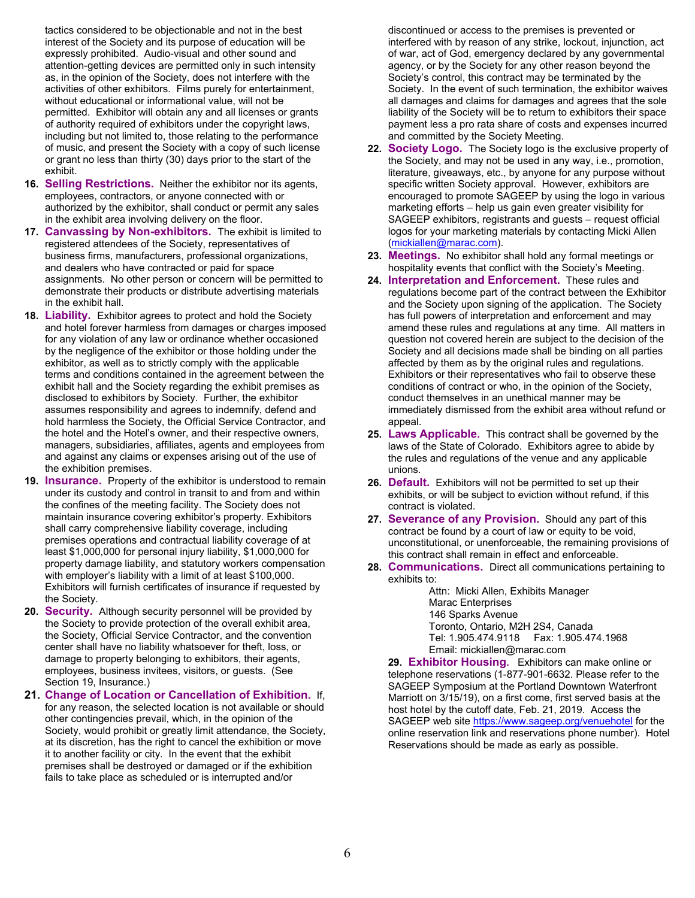tactics considered to be objectionable and not in the best interest of the Society and its purpose of education will be expressly prohibited. Audio-visual and other sound and attention-getting devices are permitted only in such intensity as, in the opinion of the Society, does not interfere with the activities of other exhibitors. Films purely for entertainment, without educational or informational value, will not be permitted. Exhibitor will obtain any and all licenses or grants of authority required of exhibitors under the copyright laws, including but not limited to, those relating to the performance of music, and present the Society with a copy of such license or grant no less than thirty (30) days prior to the start of the exhibit.

16. **Selling Restrictions.** Neither the exhibitor nor its agents, employees, contractors, or anyone connected with or authorized by the exhibitor, shall conduct or permit any sales in the exhibit area involving delivery on the floor.

17. **Canvassing by Non-exhibitors.** The exhibit is limited to registered attendees of the Society, representatives of business firms, manufacturers, professional organizations, and dealers who have contracted or paid for space assignments. No other person or concern will be permitted to demonstrate their products or distribute advertising materials in the exhibit hall.

18. **Liability.** Exhibitor agrees to protect and hold the Society and hotel forever harmless from damages or charges imposed for any violation of any law or ordinance whether occasioned by the negligence of the exhibitor or those holding under the exhibitor, as well as to strictly comply with the applicable terms and conditions contained in the agreement between the exhibit hall and the Society regarding the exhibit premises as disclosed to exhibitors by Society. Further, the exhibitor assumes responsibility and agrees to indemnify, defend and hold harmless the Society, the Official Service Contractor, and the hotel and the Hotel's owner, and their respective owners, managers, subsidiaries, affiliates, agents and employees from and against any claims or expenses arising out of the use of the exhibition premises.

19. **Insurance.** Property of the exhibitor is understood to remain under its custody and control in transit to and from and within the confines of the meeting facility. The Society does not maintain insurance covering exhibitor's property. Exhibitors shall carry comprehensive liability coverage, including premises operations and contractual liability coverage of at least $1,000,000 for personal injury liability, $1,000,000 for property damage liability, and statutory workers compensation with employer's liability with a limit of at least $100,000. Exhibitors will furnish certificates of insurance if requested by the Society.

20. **Security.** Although security personnel will be provided by the Society to provide protection of the overall exhibit area, the Society, Official Service Contractor, and the convention center shall have no liability whatsoever for theft, loss, or damage to property belonging to exhibitors, their agents, employees, business invitees, visitors, or guests. (See Section 19, Insurance.)

21. **Change of Location or Cancellation of Exhibition.** If, for any reason, the selected location is not available or should other contingencies prevail, which, in the opinion of the Society, would prohibit or greatly limit attendance, the Society, at its discretion, has the right to cancel the exhibition or move it to another facility or city. In the event that the exhibit premises shall be destroyed or damaged or if the exhibition fails to take place as scheduled or is interrupted and/or discontinued or access to the premises is prevented or interfered with by reason of any strike, lockout, injunction, act of war, act of God, emergency declared by any governmental agency, or by the Society for any other reason beyond the Society's control, this contract may be terminated by the Society. In the event of such termination, the exhibitor waives all damages and claims for damages and agrees that the sole liability of the Society will be to return to exhibitors their space payment less a pro rata share of costs and expenses incurred and committed by the Society Meeting.

22. **Society Logo.** The Society logo is the exclusive property of the Society, and may not be used in any way, i.e., promotion, literature, giveaways, etc., by anyone for any purpose without specific written Society approval. However, exhibitors are encouraged to promote SAGEEP by using the logo in various marketing efforts – help us gain even greater visibility for SAGEEP exhibitors, registrants and guests – request official logos for your marketing materials by contacting Micki Allen (mickiallen@marac.com).

23. **Meetings.** No exhibitor shall hold any formal meetings or hospitality events that conflict with the Society's Meeting.

24. **Interpretation and Enforcement.** These rules and regulations become part of the contract between the Exhibitor and the Society upon signing of the application. The Society has full powers of interpretation and enforcement and may amend these rules and regulations at any time. All matters in question not covered herein are subject to the decision of the Society and all decisions made shall be binding on all parties affected by them as by the original rules and regulations. Exhibitors or their representatives who fail to observe these conditions of contract or who, in the opinion of the Society, conduct themselves in an unethical manner may be immediately dismissed from the exhibit area without refund or appeal.

25. **Laws Applicable.** This contract shall be governed by the laws of the State of Colorado. Exhibitors agree to abide by the rules and regulations of the venue and any applicable unions.

26. **Default.** Exhibitors will not be permitted to set up their exhibits, or will be subject to eviction without refund, if this contract is violated.

27. **Severance of any Provision.** Should any part of this contract be found by a court of law or equity to be void, unconstitutional, or unenforceable, the remaining provisions of this contract shall remain in effect and enforceable.

28. **Communications.** Direct all communications pertaining to exhibits to:

    Attn: Micki Allen, Exhibits Manager
    Marac Enterprises
    146 Sparks Avenue
    Toronto, Ontario, M2H 2S4, Canada
    Tel: 1.905.474.9118 Fax: 1.905.474.1968
    Email: mickiallen@marac.com

29. **Exhibitor Housing.** Exhibitors can make online or telephone reservations (1-877-901-6632. Please refer to the SAGEEP Symposium at the Portland Downtown Waterfront Marriott on 3/15/19), on a first come, first served basis at the host hotel by the cutoff date, Feb. 21, 2019. Access the SAGEEP web site https://www.sageep.org/venuehotel for the online reservation link and reservations phone number). Hotel Reservations should be made as early as possible.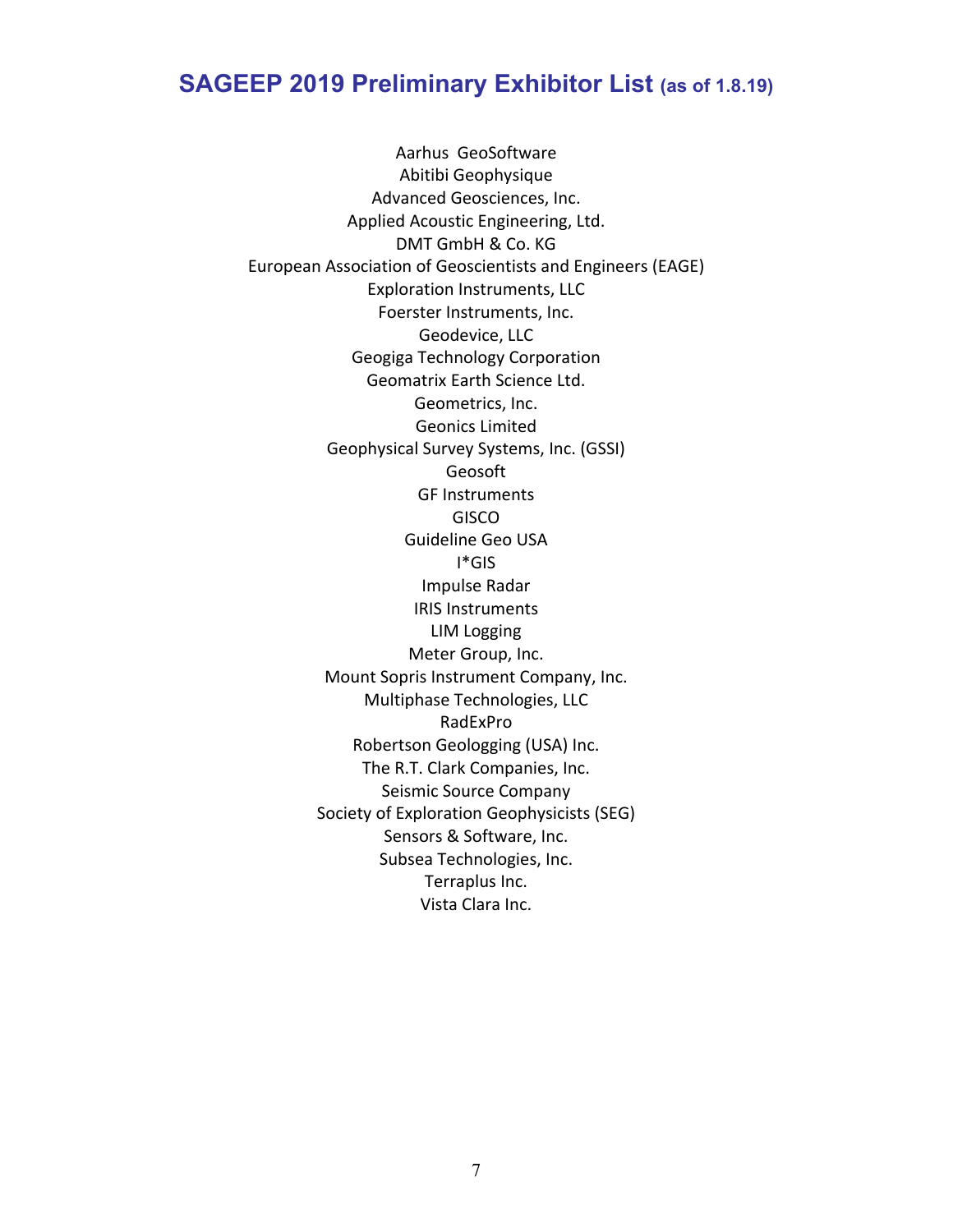# SAGEEP 2019 Preliminary Exhibitor List (as of 1.8.19)

Aarhus  GeoSoftware
Abitibi Geophysique
Advanced Geosciences, Inc.
Applied Acoustic Engineering, Ltd.
DMT GmbH & Co. KG
European Association of Geoscientists and Engineers (EAGE)
Exploration Instruments, LLC
Foerster Instruments, Inc.
Geodevice, LLC
Geogiga Technology Corporation
Geomatrix Earth Science Ltd.
Geometrics, Inc.
Geonics Limited
Geophysical Survey Systems, Inc. (GSSI)
Geosoft
GF Instruments
GISCO
Guideline Geo USA
I*GIS
Impulse Radar
IRIS Instruments
LIM Logging
Meter Group, Inc.
Mount Sopris Instrument Company, Inc.
Multiphase Technologies, LLC
RadExPro
Robertson Geologging (USA) Inc.
The R.T. Clark Companies, Inc.
Seismic Source Company
Society of Exploration Geophysicists (SEG)
Sensors & Software, Inc.
Subsea Technologies, Inc.
Terraplus Inc.
Vista Clara Inc.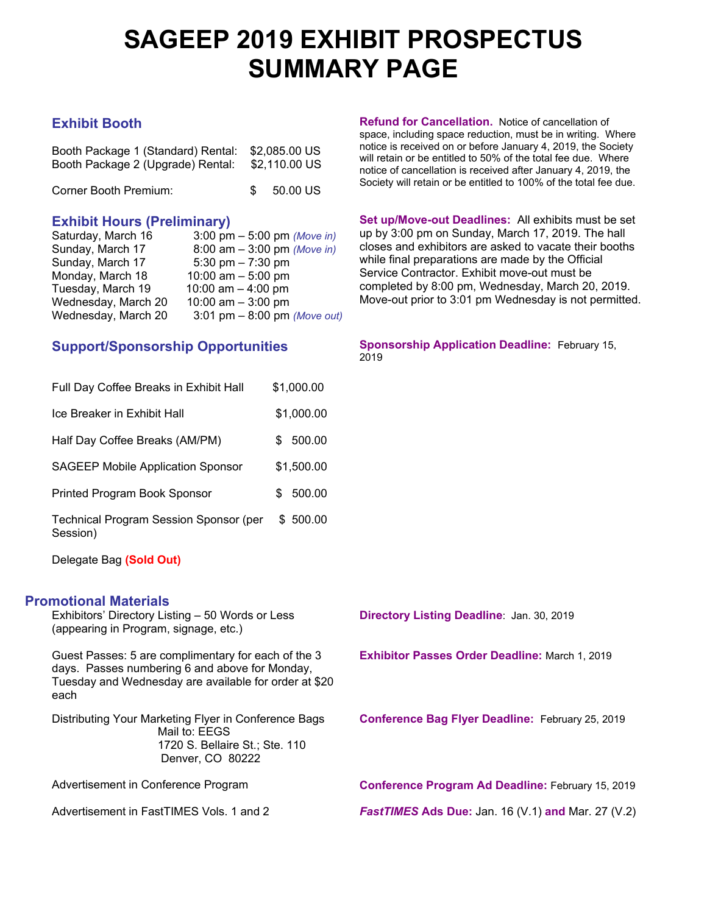# SAGEEP 2019 EXHIBIT PROSPECTUS SUMMARY PAGE

## Exhibit Booth

| | |
|---|---|
| Booth Package 1 (Standard) Rental: | $2,085.00 US |
| Booth Package 2 (Upgrade) Rental: | $2,110.00 US |
| Corner Booth Premium: | $ 50.00 US |

## Exhibit Hours (Preliminary)

| | |
|---|---|
| Saturday, March 16 | 3:00 pm – 5:00 pm *(Move in)* |
| Sunday, March 17 | 8:00 am – 3:00 pm *(Move in)* |
| Sunday, March 17 | 5:30 pm – 7:30 pm |
| Monday, March 18 | 10:00 am – 5:00 pm |
| Tuesday, March 19 | 10:00 am – 4:00 pm |
| Wednesday, March 20 | 10:00 am – 3:00 pm |
| Wednesday, March 20 | 3:01 pm – 8:00 pm *(Move out)* |

**Refund for Cancellation.** Notice of cancellation of space, including space reduction, must be in writing. Where notice is received on or before January 4, 2019, the Society will retain or be entitled to 50% of the total fee due. Where notice of cancellation is received after January 4, 2019, the Society will retain or be entitled to 100% of the total fee due.

**Set up/Move-out Deadlines:** All exhibits must be set up by 3:00 pm on Sunday, March 17, 2019. The hall closes and exhibitors are asked to vacate their booths while final preparations are made by the Official Service Contractor. Exhibit move-out must be completed by 8:00 pm, Wednesday, March 20, 2019. Move-out prior to 3:01 pm Wednesday is not permitted.

## Support/Sponsorship Opportunities

**Sponsorship Application Deadline:** February 15, 2019

| | |
|---|---|
| Full Day Coffee Breaks in Exhibit Hall | $1,000.00 |
| Ice Breaker in Exhibit Hall | $1,000.00 |
| Half Day Coffee Breaks (AM/PM) | $ 500.00 |
| SAGEEP Mobile Application Sponsor | $1,500.00 |
| Printed Program Book Sponsor | $ 500.00 |
| Technical Program Session Sponsor (per Session) | $ 500.00 |
| Delegate Bag **(Sold Out)** | |

## Promotional Materials

Exhibitors' Directory Listing – 50 Words or Less (appearing in Program, signage, etc.)

**Directory Listing Deadline**: Jan. 30, 2019

Guest Passes: 5 are complimentary for each of the 3 days. Passes numbering 6 and above for Monday, Tuesday and Wednesday are available for order at $20 each

**Exhibitor Passes Order Deadline:** March 1, 2019

Distributing Your Marketing Flyer in Conference Bags
Mail to: EEGS
1720 S. Bellaire St.; Ste. 110
Denver, CO 80222

**Conference Bag Flyer Deadline:** February 25, 2019

Advertisement in Conference Program

**Conference Program Ad Deadline:** February 15, 2019

Advertisement in FastTIMES Vols. 1 and 2

***FastTIMES* Ads Due:** Jan. 16 (V.1) **and** Mar. 27 (V.2)